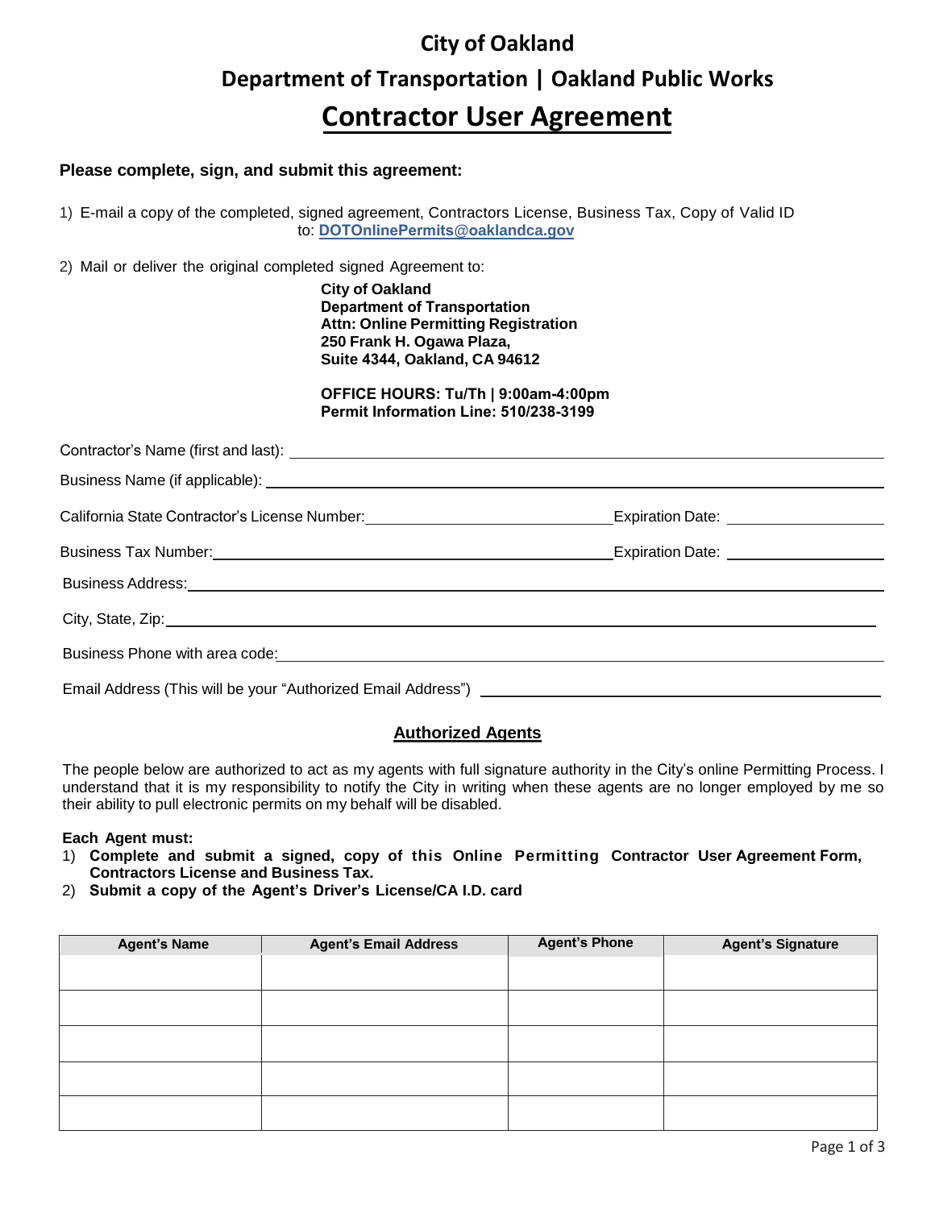# City of Oakland

## Department of Transportation | Oakland Public Works

# Contractor User Agreement

**Please complete, sign, and submit this agreement:**

1) E-mail a copy of the completed, signed agreement, Contractors License, Business Tax, Copy of Valid ID to: **DOTOnlinePermits@oaklandca.gov**

2) Mail or deliver the original completed signed Agreement to:

**City of Oakland**
**Department of Transportation**
**Attn: Online Permitting Registration**
**250 Frank H. Ogawa Plaza,**
**Suite 4344, Oakland, CA 94612**

**OFFICE HOURS: Tu/Th | 9:00am-4:00pm**
**Permit Information Line: 510/238-3199**

Contractor's Name (first and last): ______________________________

Business Name (if applicable): ______________________________

California State Contractor's License Number: ______________________ Expiration Date: ____________

Business Tax Number: ______________________ Expiration Date: ____________

Business Address: ______________________________

City, State, Zip: ______________________________

Business Phone with area code: ______________________________

Email Address (This will be your "Authorized Email Address") ______________________________

## Authorized Agents

The people below are authorized to act as my agents with full signature authority in the City's online Permitting Process. I understand that it is my responsibility to notify the City in writing when these agents are no longer employed by me so their ability to pull electronic permits on my behalf will be disabled.

**Each Agent must:**

1) **Complete and submit a signed, copy of this Online Permitting Contractor User Agreement Form, Contractors License and Business Tax.**
2) **Submit a copy of the Agent's Driver's License/CA I.D. card**

| Agent's Name | Agent's Email Address | Agent's Phone | Agent's Signature |
|---|---|---|---|
| | | | |
| | | | |
| | | | |
| | | | |
| | | | |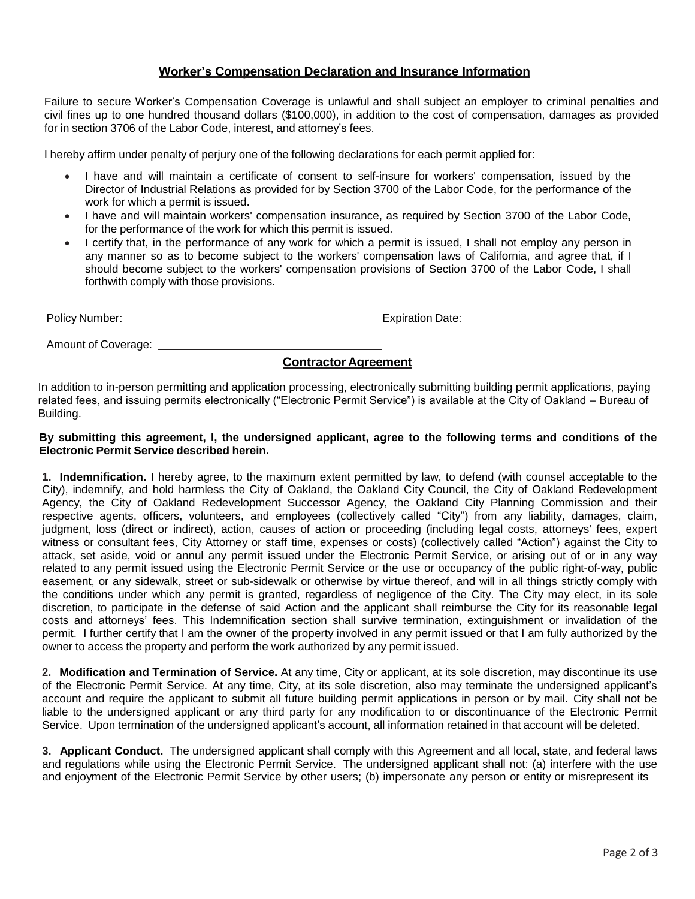## Worker's Compensation Declaration and Insurance Information

Failure to secure Worker's Compensation Coverage is unlawful and shall subject an employer to criminal penalties and civil fines up to one hundred thousand dollars ($100,000), in addition to the cost of compensation, damages as provided for in section 3706 of the Labor Code, interest, and attorney's fees.

I hereby affirm under penalty of perjury one of the following declarations for each permit applied for:

- I have and will maintain a certificate of consent to self-insure for workers' compensation, issued by the Director of Industrial Relations as provided for by Section 3700 of the Labor Code, for the performance of the work for which a permit is issued.
- I have and will maintain workers' compensation insurance, as required by Section 3700 of the Labor Code, for the performance of the work for which this permit is issued.
- I certify that, in the performance of any work for which a permit is issued, I shall not employ any person in any manner so as to become subject to the workers' compensation laws of California, and agree that, if I should become subject to the workers' compensation provisions of Section 3700 of the Labor Code, I shall forthwith comply with those provisions.

Policy Number: ________________________ Expiration Date: ________________________

Amount of Coverage: ________________________

## Contractor Agreement

In addition to in-person permitting and application processing, electronically submitting building permit applications, paying related fees, and issuing permits electronically ("Electronic Permit Service") is available at the City of Oakland – Bureau of Building.

**By submitting this agreement, I, the undersigned applicant, agree to the following terms and conditions of the Electronic Permit Service described herein.**

**1. Indemnification.** I hereby agree, to the maximum extent permitted by law, to defend (with counsel acceptable to the City), indemnify, and hold harmless the City of Oakland, the Oakland City Council, the City of Oakland Redevelopment Agency, the City of Oakland Redevelopment Successor Agency, the Oakland City Planning Commission and their respective agents, officers, volunteers, and employees (collectively called "City") from any liability, damages, claim, judgment, loss (direct or indirect), action, causes of action or proceeding (including legal costs, attorneys' fees, expert witness or consultant fees, City Attorney or staff time, expenses or costs) (collectively called "Action") against the City to attack, set aside, void or annul any permit issued under the Electronic Permit Service, or arising out of or in any way related to any permit issued using the Electronic Permit Service or the use or occupancy of the public right-of-way, public easement, or any sidewalk, street or sub-sidewalk or otherwise by virtue thereof, and will in all things strictly comply with the conditions under which any permit is granted, regardless of negligence of the City. The City may elect, in its sole discretion, to participate in the defense of said Action and the applicant shall reimburse the City for its reasonable legal costs and attorneys' fees. This Indemnification section shall survive termination, extinguishment or invalidation of the permit. I further certify that I am the owner of the property involved in any permit issued or that I am fully authorized by the owner to access the property and perform the work authorized by any permit issued.

**2. Modification and Termination of Service.** At any time, City or applicant, at its sole discretion, may discontinue its use of the Electronic Permit Service. At any time, City, at its sole discretion, also may terminate the undersigned applicant's account and require the applicant to submit all future building permit applications in person or by mail. City shall not be liable to the undersigned applicant or any third party for any modification to or discontinuance of the Electronic Permit Service. Upon termination of the undersigned applicant's account, all information retained in that account will be deleted.

**3. Applicant Conduct.** The undersigned applicant shall comply with this Agreement and all local, state, and federal laws and regulations while using the Electronic Permit Service. The undersigned applicant shall not: (a) interfere with the use and enjoyment of the Electronic Permit Service by other users; (b) impersonate any person or entity or misrepresent its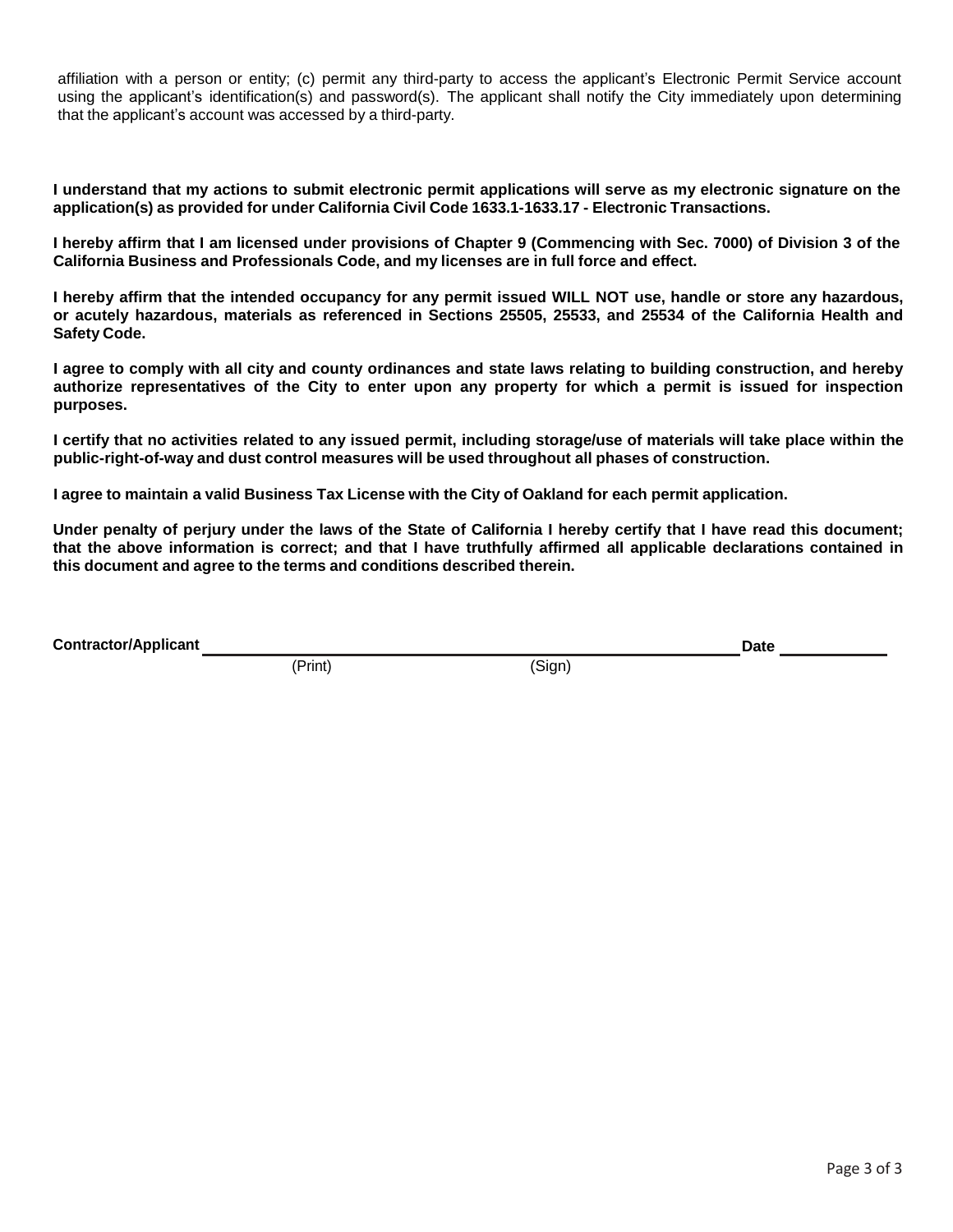affiliation with a person or entity; (c) permit any third-party to access the applicant's Electronic Permit Service account using the applicant's identification(s) and password(s). The applicant shall notify the City immediately upon determining that the applicant's account was accessed by a third-party.

**I understand that my actions to submit electronic permit applications will serve as my electronic signature on the application(s) as provided for under California Civil Code 1633.1-1633.17 - Electronic Transactions.**

**I hereby affirm that I am licensed under provisions of Chapter 9 (Commencing with Sec. 7000) of Division 3 of the California Business and Professionals Code, and my licenses are in full force and effect.**

**I hereby affirm that the intended occupancy for any permit issued WILL NOT use, handle or store any hazardous, or acutely hazardous, materials as referenced in Sections 25505, 25533, and 25534 of the California Health and Safety Code.**

**I agree to comply with all city and county ordinances and state laws relating to building construction, and hereby authorize representatives of the City to enter upon any property for which a permit is issued for inspection purposes.**

**I certify that no activities related to any issued permit, including storage/use of materials will take place within the public-right-of-way and dust control measures will be used throughout all phases of construction.**

**I agree to maintain a valid Business Tax License with the City of Oakland for each permit application.**

**Under penalty of perjury under the laws of the State of California I hereby certify that I have read this document; that the above information is correct; and that I have truthfully affirmed all applicable declarations contained in this document and agree to the terms and conditions described therein.**

**Contractor/Applicant** ______________________________________________ **Date** ____________

(Print) (Sign)